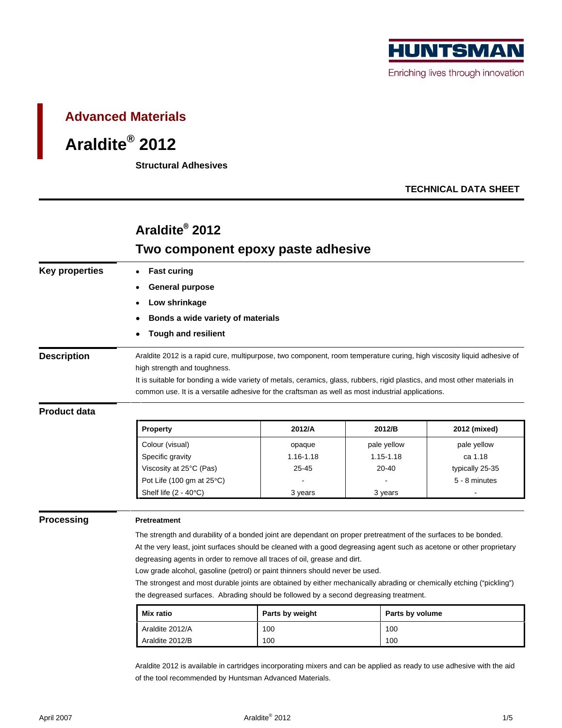HUNTSMAN

Enriching lives through innovation

## Advanced Materials

# Araldite® 2012

**Structural Adhesives**

**TECHNICAL DATA SHEET**

## Araldite® 2012
## Two component epoxy paste adhesive

### Key properties

- **Fast curing**
- **General purpose**
- **Low shrinkage**
- **Bonds a wide variety of materials**
- **Tough and resilient**

### Description

Araldite 2012 is a rapid cure, multipurpose, two component, room temperature curing, high viscosity liquid adhesive of high strength and toughness.

It is suitable for bonding a wide variety of metals, ceramics, glass, rubbers, rigid plastics, and most other materials in common use. It is a versatile adhesive for the craftsman as well as most industrial applications.

### Product data

| Property | 2012/A | 2012/B | 2012 (mixed) |
|---|---|---|---|
| Colour (visual) | opaque | pale yellow | pale yellow |
| Specific gravity | 1.16-1.18 | 1.15-1.18 | ca 1.18 |
| Viscosity at 25°C (Pas) | 25-45 | 20-40 | typically 25-35 |
| Pot Life (100 gm at 25°C) | - | - | 5 - 8 minutes |
| Shelf life (2 - 40°C) | 3 years | 3 years | - |

### Processing

**Pretreatment**

The strength and durability of a bonded joint are dependant on proper pretreatment of the surfaces to be bonded.

At the very least, joint surfaces should be cleaned with a good degreasing agent such as acetone or other proprietary degreasing agents in order to remove all traces of oil, grease and dirt.

Low grade alcohol, gasoline (petrol) or paint thinners should never be used.

The strongest and most durable joints are obtained by either mechanically abrading or chemically etching ("pickling") the degreased surfaces. Abrading should be followed by a second degreasing treatment.

| Mix ratio | Parts by weight | Parts by volume |
|---|---|---|
| Araldite 2012/A | 100 | 100 |
| Araldite 2012/B | 100 | 100 |

Araldite 2012 is available in cartridges incorporating mixers and can be applied as ready to use adhesive with the aid of the tool recommended by Huntsman Advanced Materials.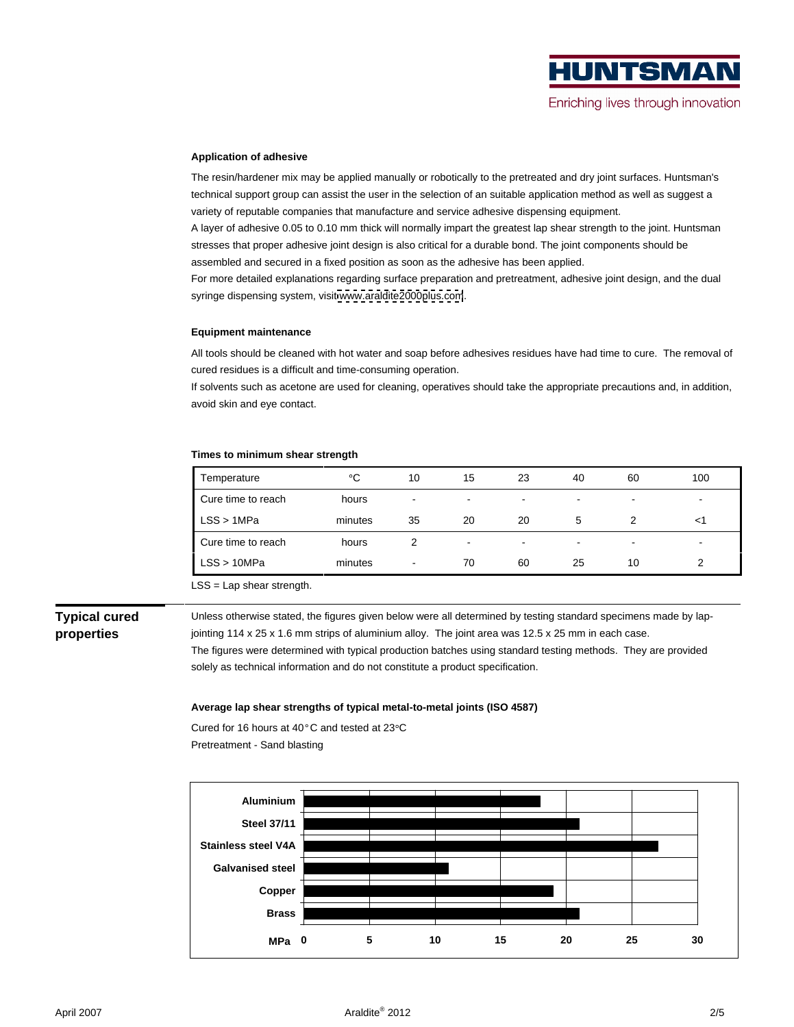**Application of adhesive**

The resin/hardener mix may be applied manually or robotically to the pretreated and dry joint surfaces. Huntsman's technical support group can assist the user in the selection of an suitable application method as well as suggest a variety of reputable companies that manufacture and service adhesive dispensing equipment.

A layer of adhesive 0.05 to 0.10 mm thick will normally impart the greatest lap shear strength to the joint. Huntsman stresses that proper adhesive joint design is also critical for a durable bond. The joint components should be assembled and secured in a fixed position as soon as the adhesive has been applied.

For more detailed explanations regarding surface preparation and pretreatment, adhesive joint design, and the dual syringe dispensing system, visit www.araldite2000plus.com.

**Equipment maintenance**

All tools should be cleaned with hot water and soap before adhesives residues have had time to cure. The removal of cured residues is a difficult and time-consuming operation.

If solvents such as acetone are used for cleaning, operatives should take the appropriate precautions and, in addition, avoid skin and eye contact.

**Times to minimum shear strength**

| Temperature | °C | 10 | 15 | 23 | 40 | 60 | 100 |
|---|---|---|---|---|---|---|---|
| Cure time to reach | hours | - | - | - | - | - | - |
| LSS > 1MPa | minutes | 35 | 20 | 20 | 5 | 2 | <1 |
| Cure time to reach | hours | 2 | - | - | - | - | - |
| LSS > 10MPa | minutes | - | 70 | 60 | 25 | 10 | 2 |

LSS = Lap shear strength.

## Typical cured properties

Unless otherwise stated, the figures given below were all determined by testing standard specimens made by lap-jointing 114 x 25 x 1.6 mm strips of aluminium alloy. The joint area was 12.5 x 25 mm in each case.

The figures were determined with typical production batches using standard testing methods. They are provided solely as technical information and do not constitute a product specification.

**Average lap shear strengths of typical metal-to-metal joints (ISO 4587)**

Cured for 16 hours at 40°C and tested at 23°C

Pretreatment - Sand blasting

| Substrate | MPa |
|---|---|
| Aluminium | 18 |
| Steel 37/11 | 21 |
| Stainless steel V4A | 27 |
| Galvanised steel | 11 |
| Copper | 19 |
| Brass | 21 |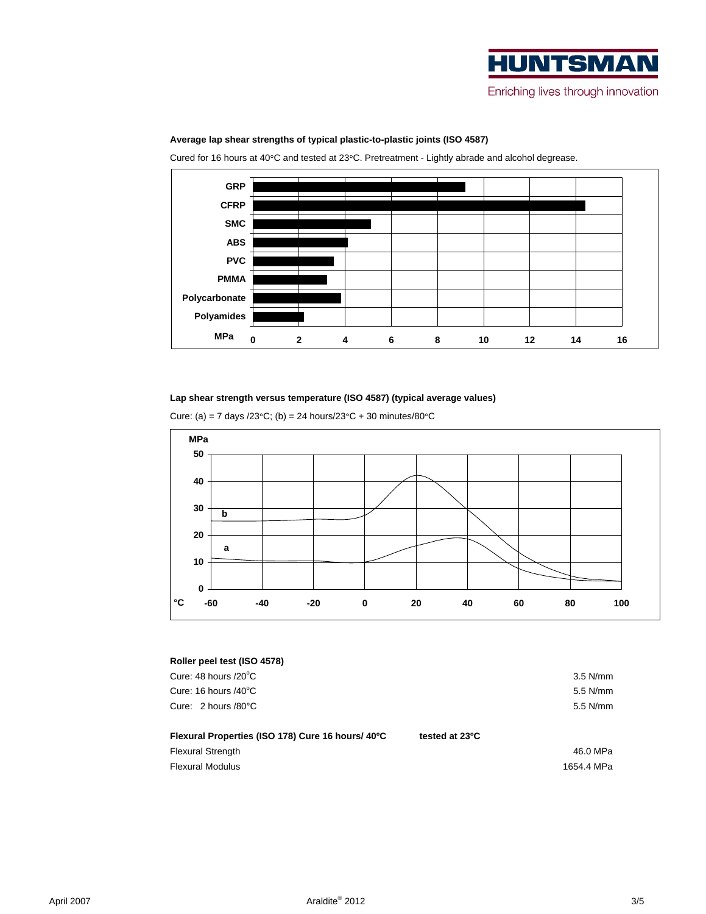**Average lap shear strengths of typical plastic-to-plastic joints (ISO 4587)**

Cured for 16 hours at 40°C and tested at 23°C. Pretreatment - Lightly abrade and alcohol degrease.

**Lap shear strength versus temperature (ISO 4587) (typical average values)**

Cure: (a) = 7 days /23°C; (b) = 24 hours/23°C + 30 minutes/80°C

**Roller peel test (ISO 4578)**

| | |
|---|---|
| Cure: 48 hours /20°C | 3.5 N/mm |
| Cure: 16 hours /40°C | 5.5 N/mm |
| Cure: 2 hours /80°C | 5.5 N/mm |

**Flexural Properties (ISO 178) Cure 16 hours/ 40ºC** **tested at 23ºC**

| | |
|---|---|
| Flexural Strength | 46.0 MPa |
| Flexural Modulus | 1654.4 MPa |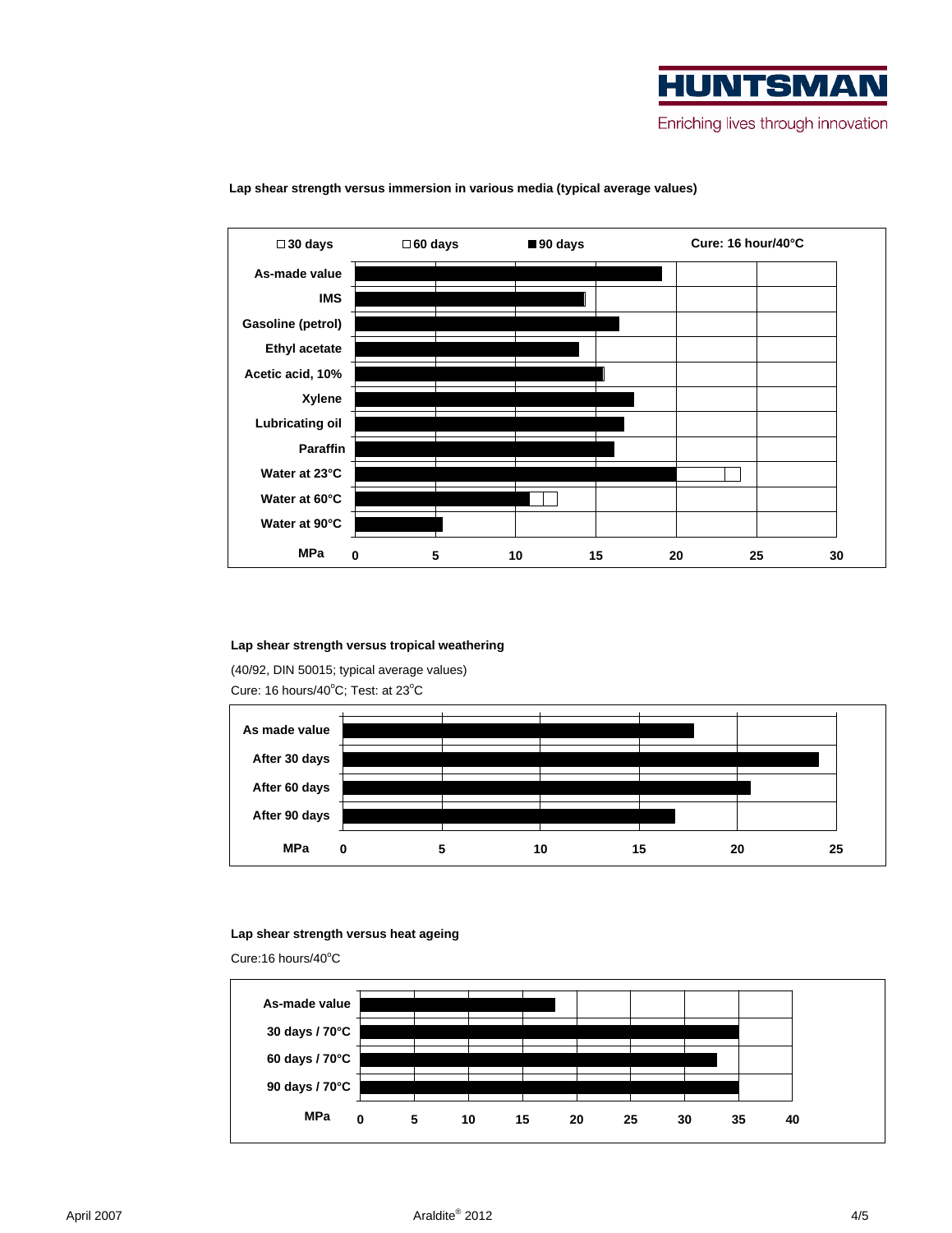**Lap shear strength versus immersion in various media (typical average values)**

□ 30 days □ 60 days ■ 90 days Cure: 16 hour/40°C

As-made value

IMS

Gasoline (petrol)

Ethyl acetate

Acetic acid, 10%

Xylene

Lubricating oil

Paraffin

Water at 23°C

Water at 60°C

Water at 90°C

MPa 0 5 10 15 20 25 30

**Lap shear strength versus tropical weathering**

(40/92, DIN 50015; typical average values)

Cure: 16 hours/40°C; Test: at 23°C

As made value

After 30 days

After 60 days

After 90 days

MPa 0 5 10 15 20 25

**Lap shear strength versus heat ageing**

Cure:16 hours/40°C

As-made value

30 days / 70°C

60 days / 70°C

90 days / 70°C

MPa 0 5 10 15 20 25 30 35 40

April 2007 Araldite® 2012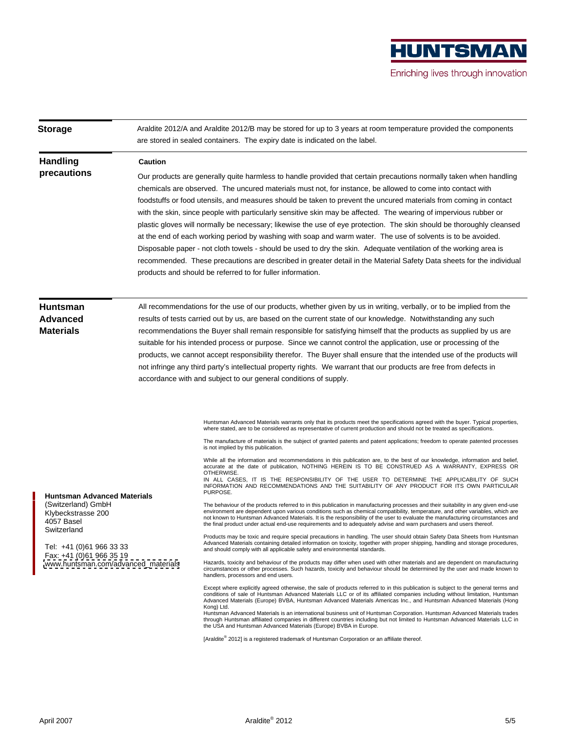## Storage

Araldite 2012/A and Araldite 2012/B may be stored for up to 3 years at room temperature provided the components are stored in sealed containers. The expiry date is indicated on the label.

## Handling precautions

**Caution**

Our products are generally quite harmless to handle provided that certain precautions normally taken when handling chemicals are observed. The uncured materials must not, for instance, be allowed to come into contact with foodstuffs or food utensils, and measures should be taken to prevent the uncured materials from coming in contact with the skin, since people with particularly sensitive skin may be affected. The wearing of impervious rubber or plastic gloves will normally be necessary; likewise the use of eye protection. The skin should be thoroughly cleansed at the end of each working period by washing with soap and warm water. The use of solvents is to be avoided. Disposable paper - not cloth towels - should be used to dry the skin. Adequate ventilation of the working area is recommended. These precautions are described in greater detail in the Material Safety Data sheets for the individual products and should be referred to for fuller information.

## Huntsman Advanced Materials

All recommendations for the use of our products, whether given by us in writing, verbally, or to be implied from the results of tests carried out by us, are based on the current state of our knowledge. Notwithstanding any such recommendations the Buyer shall remain responsible for satisfying himself that the products as supplied by us are suitable for his intended process or purpose. Since we cannot control the application, use or processing of the products, we cannot accept responsibility therefor. The Buyer shall ensure that the intended use of the products will not infringe any third party's intellectual property rights. We warrant that our products are free from defects in accordance with and subject to our general conditions of supply.

**Huntsman Advanced Materials**
(Switzerland) GmbH
Klybeckstrasse 200
4057 Basel
Switzerland

Tel: +41 (0)61 966 33 33
Fax: +41 (0)61 966 35 19
www.huntsman.com/advanced_materials

Huntsman Advanced Materials warrants only that its products meet the specifications agreed with the buyer. Typical properties, where stated, are to be considered as representative of current production and should not be treated as specifications.

The manufacture of materials is the subject of granted patents and patent applications; freedom to operate patented processes is not implied by this publication.

While all the information and recommendations in this publication are, to the best of our knowledge, information and belief, accurate at the date of publication, NOTHING HEREIN IS TO BE CONSTRUED AS A WARRANTY, EXPRESS OR OTHERWISE.
IN ALL CASES, IT IS THE RESPONSIBILITY OF THE USER TO DETERMINE THE APPLICABILITY OF SUCH INFORMATION AND RECOMMENDATIONS AND THE SUITABILITY OF ANY PRODUCT FOR ITS OWN PARTICULAR PURPOSE.

The behaviour of the products referred to in this publication in manufacturing processes and their suitability in any given end-use environment are dependent upon various conditions such as chemical compatibility, temperature, and other variables, which are not known to Huntsman Advanced Materials. It is the responsibility of the user to evaluate the manufacturing circumstances and the final product under actual end-use requirements and to adequately advise and warn purchasers and users thereof.

Products may be toxic and require special precautions in handling. The user should obtain Safety Data Sheets from Huntsman Advanced Materials containing detailed information on toxicity, together with proper shipping, handling and storage procedures, and should comply with all applicable safety and environmental standards.

Hazards, toxicity and behaviour of the products may differ when used with other materials and are dependent on manufacturing circumstances or other processes. Such hazards, toxicity and behaviour should be determined by the user and made known to handlers, processors and end users.

Except where explicitly agreed otherwise, the sale of products referred to in this publication is subject to the general terms and conditions of sale of Huntsman Advanced Materials LLC or of its affiliated companies including without limitation, Huntsman Advanced Materials (Europe) BVBA, Huntsman Advanced Materials Americas Inc., and Huntsman Advanced Materials (Hong Kong) Ltd.
Huntsman Advanced Materials is an international business unit of Huntsman Corporation. Huntsman Advanced Materials trades through Huntsman affiliated companies in different countries including but not limited to Huntsman Advanced Materials LLC in the USA and Huntsman Advanced Materials (Europe) BVBA in Europe.

[Araldite® 2012] is a registered trademark of Huntsman Corporation or an affiliate thereof.